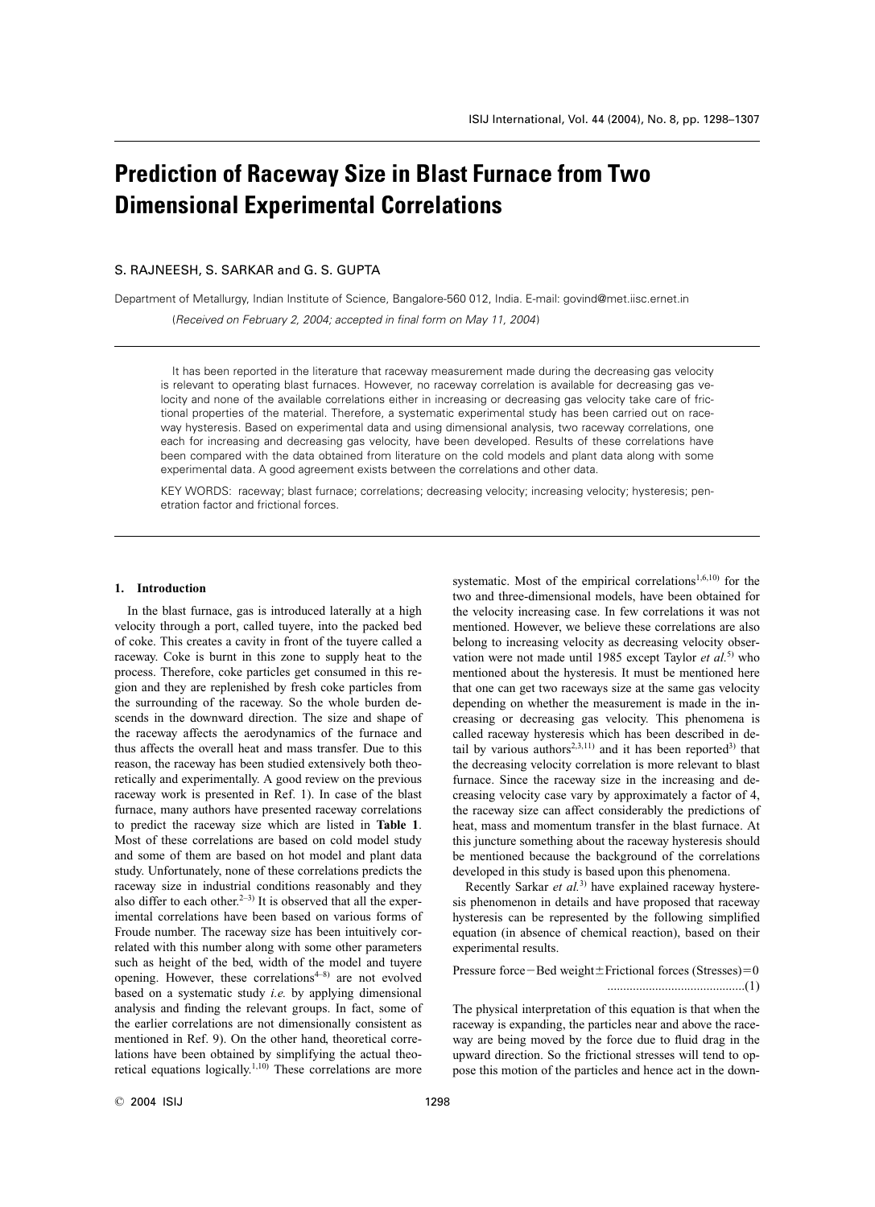# Prediction of Raceway Size in Blast Furnace from Two Dimensional Experimental Correlations

S. RAJNEESH, S. SARKAR and G. S. GUPTA

Department of Metallurgy, Indian Institute of Science, Bangalore-560 012, India. E-mail: govind@met.iisc.ernet.in

(*Received on February 2, 2004; accepted in final form on May 11, 2004*)

It has been reported in the literature that raceway measurement made during the decreasing gas velocity is relevant to operating blast furnaces. However, no raceway correlation is available for decreasing gas velocity and none of the available correlations either in increasing or decreasing gas velocity take care of frictional properties of the material. Therefore, a systematic experimental study has been carried out on raceway hysteresis. Based on experimental data and using dimensional analysis, two raceway correlations, one each for increasing and decreasing gas velocity, have been developed. Results of these correlations have been compared with the data obtained from literature on the cold models and plant data along with some experimental data. A good agreement exists between the correlations and other data.

KEY WORDS: raceway; blast furnace; correlations; decreasing velocity; increasing velocity; hysteresis; penetration factor and frictional forces.

## 1. Introduction

In the blast furnace, gas is introduced laterally at a high velocity through a port, called tuyere, into the packed bed of coke. This creates a cavity in front of the tuyere called a raceway. Coke is burnt in this zone to supply heat to the process. Therefore, coke particles get consumed in this region and they are replenished by fresh coke particles from the surrounding of the raceway. So the whole burden descends in the downward direction. The size and shape of the raceway affects the aerodynamics of the furnace and thus affects the overall heat and mass transfer. Due to this reason, the raceway has been studied extensively both theoretically and experimentally. A good review on the previous raceway work is presented in Ref. 1). In case of the blast furnace, many authors have presented raceway correlations to predict the raceway size which are listed in **Table 1**. Most of these correlations are based on cold model study and some of them are based on hot model and plant data study. Unfortunately, none of these correlations predicts the raceway size in industrial conditions reasonably and they also differ to each other.[2–3] It is observed that all the experimental correlations have been based on various forms of Froude number. The raceway size has been intuitively correlated with this number along with some other parameters such as height of the bed, width of the model and tuyere opening. However, these correlations[4–8] are not evolved based on a systematic study *i.e.* by applying dimensional analysis and finding the relevant groups. In fact, some of the earlier correlations are not dimensionally consistent as mentioned in Ref. 9). On the other hand, theoretical correlations have been obtained by simplifying the actual theoretical equations logically.[1,10] These correlations are more systematic. Most of the empirical correlations[1,6,10] for the two and three-dimensional models, have been obtained for the velocity increasing case. In few correlations it was not mentioned. However, we believe these correlations are also belong to increasing velocity as decreasing velocity observation were not made until 1985 except Taylor *et al.*[5] who mentioned about the hysteresis. It must be mentioned here that one can get two raceways size at the same gas velocity depending on whether the measurement is made in the increasing or decreasing gas velocity. This phenomena is called raceway hysteresis which has been described in detail by various authors[2,3,11] and it has been reported[3] that the decreasing velocity correlation is more relevant to blast furnace. Since the raceway size in the increasing and decreasing velocity case vary by approximately a factor of 4, the raceway size can affect considerably the predictions of heat, mass and momentum transfer in the blast furnace. At this juncture something about the raceway hysteresis should be mentioned because the background of the correlations developed in this study is based upon this phenomena.

Recently Sarkar *et al.*[3] have explained raceway hysteresis phenomenon in details and have proposed that raceway hysteresis can be represented by the following simplified equation (in absence of chemical reaction), based on their experimental results.

$$\text{Pressure force} - \text{Bed weight} \pm \text{Frictional forces (Stresses)} = 0 \quad \text{..........................................(1)}$$

The physical interpretation of this equation is that when the raceway is expanding, the particles near and above the raceway are being moved by the force due to fluid drag in the upward direction. So the frictional stresses will tend to oppose this motion of the particles and hence act in the down-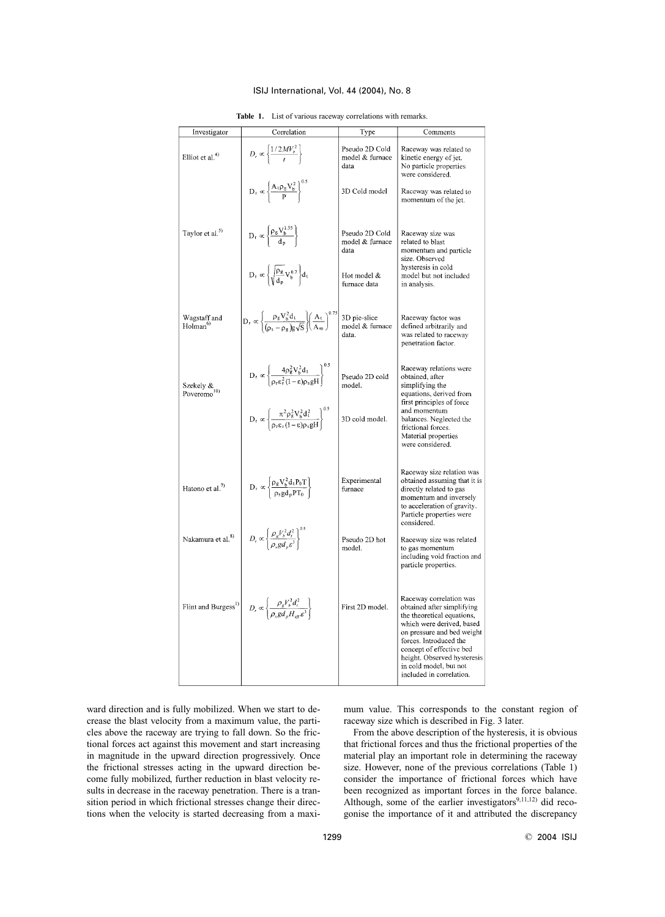**Table 1.** List of various raceway correlations with remarks.

| Investigator | Correlation | Type | Comments |
|---|---|---|---|
| Elliot et al.[4] | $D_r \propto \left\{\frac{1/2MV_b^2}{t}\right\}$ | Pseudo 2D Cold model & furnace data | Raceway was related to kinetic energy of jet. No particle properties were considered. |
| | $D_r \propto \left\{\frac{A_t \rho_g V_b^2}{P}\right\}^{0.5}$ | 3D Cold model | Raceway was related to momentum of the jet. |
| Taylor et al.[5] | $D_r \propto \left\{\frac{\rho_g V_b^{1.55}}{d_p}\right\}$ | Pseudo 2D Cold model & furnace data | Raceway size was related to blast momentum and particle size. Observed hysteresis in cold model but not included in analysis. |
| | $D_r \propto \left\{\sqrt{\frac{\rho_g}{d_p}} V_b^{0.7}\right\} d_t$ | Hot model & furnace data | |
| Wagstaff and Holman[6] | $D_r \propto \left\{\frac{\rho_g V_b^2 d_t}{(\rho_s - \rho_g) g \sqrt{S}}\right\} \left(\frac{A_t}{A_m}\right)^{0.75}$ | 3D pie-slice model & furnace data. | Raceway factor was defined arbitrarily and was related to raceway penetration factor. |
| Szekely & Poveromo[10] | $D_r \propto \left\{\frac{4\rho_g^2 V_b^2 d_t}{\rho_f \varepsilon_f^2 (1-\varepsilon)\rho_s g H}\right\}^{0.5}$ | Pseudo 2D cold model. | Raceway relations were obtained, after simplifying the equations, derived from first principles of force and momentum balances. Neglected the frictional forces. Material properties were considered. |
| | $D_r \propto \left\{\frac{\pi^2 \rho_g^2 V_b^2 d_t^2}{\rho_f \varepsilon_f (1-\varepsilon)\rho_s g H}\right\}^{0.5}$ | 3D cold model. | |
| Hatono et al.[7] | $D_r \propto \left\{\frac{\rho_g V_b^2 d_t P_0 T}{\rho_s g d_p P T_0}\right\}$ | Experimental furnace | Raceway size relation was obtained assuming that it is directly related to gas momentum and inversely related to acceleration of gravity. Particle properties were considered. |
| Nakamura et al.[8] | $D_r \propto \left\{\frac{\rho_g V_b^2 d_t^2}{\rho_s g d_p \varepsilon^3}\right\}^{0.5}$ | Pseudo 2D hot model. | Raceway size was related to gas momentum including void fraction and particle properties. |
| Flint and Burgess[1] | $D_r \propto \left\{\frac{\rho_g V_b^2 d_t^2}{\rho_s g d_p H_{eff} \varepsilon^3}\right\}$ | First 2D model. | Raceway correlation was obtained after simplifying the theoretical equations, which were derived, based on pressure and bed weight forces. Introduced the concept of effective bed height. Observed hysteresis in cold model, but not included in correlation. |

ward direction and is fully mobilized. When we start to decrease the blast velocity from a maximum value, the particles above the raceway are trying to fall down. So the frictional forces act against this movement and start increasing in magnitude in the upward direction progressively. Once the frictional stresses acting in the upward direction become fully mobilized, further reduction in blast velocity results in decrease in the raceway penetration. There is a transition period in which frictional stresses change their directions when the velocity is started decreasing from a maximum value. This corresponds to the constant region of raceway size which is described in Fig. 3 later.

From the above description of the hysteresis, it is obvious that frictional forces and thus the frictional properties of the material play an important role in determining the raceway size. However, none of the previous correlations (Table 1) consider the importance of frictional forces which have been recognized as important forces in the force balance. Although, some of the earlier investigators[9,11,12] did recognise the importance of it and attributed the discrepancy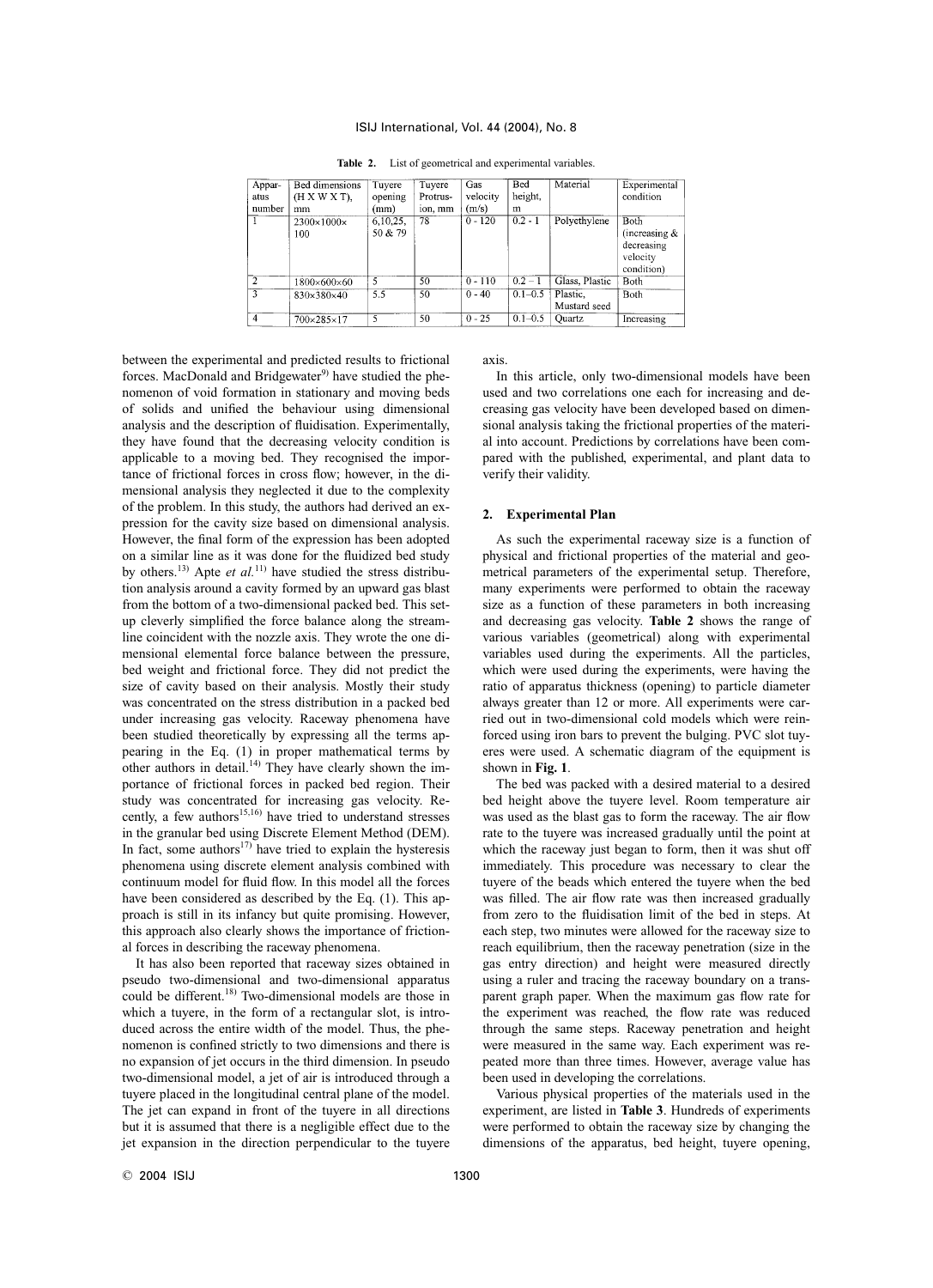**Table 2.** List of geometrical and experimental variables.

| Apparatus number | Bed dimensions (H X W X T), mm | Tuyere opening (mm) | Tuyere Protrusion, mm | Gas velocity (m/s) | Bed height, m | Material | Experimental condition |
|---|---|---|---|---|---|---|---|
| 1 | 2300×1000×100 | 6,10,25, 50 & 79 | 78 | 0 - 120 | 0.2 - 1 | Polyethylene | Both (increasing & decreasing velocity condition) |
| 2 | 1800×600×60 | 5 | 50 | 0 - 110 | 0.2 – 1 | Glass, Plastic | Both |
| 3 | 830×380×40 | 5.5 | 50 | 0 - 40 | 0.1–0.5 | Plastic, Mustard seed | Both |
| 4 | 700×285×17 | 5 | 50 | 0 - 25 | 0.1–0.5 | Quartz | Increasing |

between the experimental and predicted results to frictional forces. MacDonald and Bridgewater[9] have studied the phenomenon of void formation in stationary and moving beds of solids and unified the behaviour using dimensional analysis and the description of fluidisation. Experimentally, they have found that the decreasing velocity condition is applicable to a moving bed. They recognised the importance of frictional forces in cross flow; however, in the dimensional analysis they neglected it due to the complexity of the problem. In this study, the authors had derived an expression for the cavity size based on dimensional analysis. However, the final form of the expression has been adopted on a similar line as it was done for the fluidized bed study by others.[13] Apte *et al.*[11] have studied the stress distribution analysis around a cavity formed by an upward gas blast from the bottom of a two-dimensional packed bed. This setup cleverly simplified the force balance along the streamline coincident with the nozzle axis. They wrote the one dimensional elemental force balance between the pressure, bed weight and frictional force. They did not predict the size of cavity based on their analysis. Mostly their study was concentrated on the stress distribution in a packed bed under increasing gas velocity. Raceway phenomena have been studied theoretically by expressing all the terms appearing in the Eq. (1) in proper mathematical terms by other authors in detail.[14] They have clearly shown the importance of frictional forces in packed bed region. Their study was concentrated for increasing gas velocity. Recently, a few authors[15,16] have tried to understand stresses in the granular bed using Discrete Element Method (DEM). In fact, some authors[17] have tried to explain the hysteresis phenomena using discrete element analysis combined with continuum model for fluid flow. In this model all the forces have been considered as described by the Eq. (1). This approach is still in its infancy but quite promising. However, this approach also clearly shows the importance of frictional forces in describing the raceway phenomena.

It has also been reported that raceway sizes obtained in pseudo two-dimensional and two-dimensional apparatus could be different.[18] Two-dimensional models are those in which a tuyere, in the form of a rectangular slot, is introduced across the entire width of the model. Thus, the phenomenon is confined strictly to two dimensions and there is no expansion of jet occurs in the third dimension. In pseudo two-dimensional model, a jet of air is introduced through a tuyere placed in the longitudinal central plane of the model. The jet can expand in front of the tuyere in all directions but it is assumed that there is a negligible effect due to the jet expansion in the direction perpendicular to the tuyere axis.

In this article, only two-dimensional models have been used and two correlations one each for increasing and decreasing gas velocity have been developed based on dimensional analysis taking the frictional properties of the material into account. Predictions by correlations have been compared with the published, experimental, and plant data to verify their validity.

## 2. Experimental Plan

As such the experimental raceway size is a function of physical and frictional properties of the material and geometrical parameters of the experimental setup. Therefore, many experiments were performed to obtain the raceway size as a function of these parameters in both increasing and decreasing gas velocity. **Table 2** shows the range of various variables (geometrical) along with experimental variables used during the experiments. All the particles, which were used during the experiments, were having the ratio of apparatus thickness (opening) to particle diameter always greater than 12 or more. All experiments were carried out in two-dimensional cold models which were reinforced using iron bars to prevent the bulging. PVC slot tuyeres were used. A schematic diagram of the equipment is shown in **Fig. 1**.

The bed was packed with a desired material to a desired bed height above the tuyere level. Room temperature air was used as the blast gas to form the raceway. The air flow rate to the tuyere was increased gradually until the point at which the raceway just began to form, then it was shut off immediately. This procedure was necessary to clear the tuyere of the beads which entered the tuyere when the bed was filled. The air flow rate was then increased gradually from zero to the fluidisation limit of the bed in steps. At each step, two minutes were allowed for the raceway size to reach equilibrium, then the raceway penetration (size in the gas entry direction) and height were measured directly using a ruler and tracing the raceway boundary on a transparent graph paper. When the maximum gas flow rate for the experiment was reached, the flow rate was reduced through the same steps. Raceway penetration and height were measured in the same way. Each experiment was repeated more than three times. However, average value has been used in developing the correlations.

Various physical properties of the materials used in the experiment, are listed in **Table 3**. Hundreds of experiments were performed to obtain the raceway size by changing the dimensions of the apparatus, bed height, tuyere opening,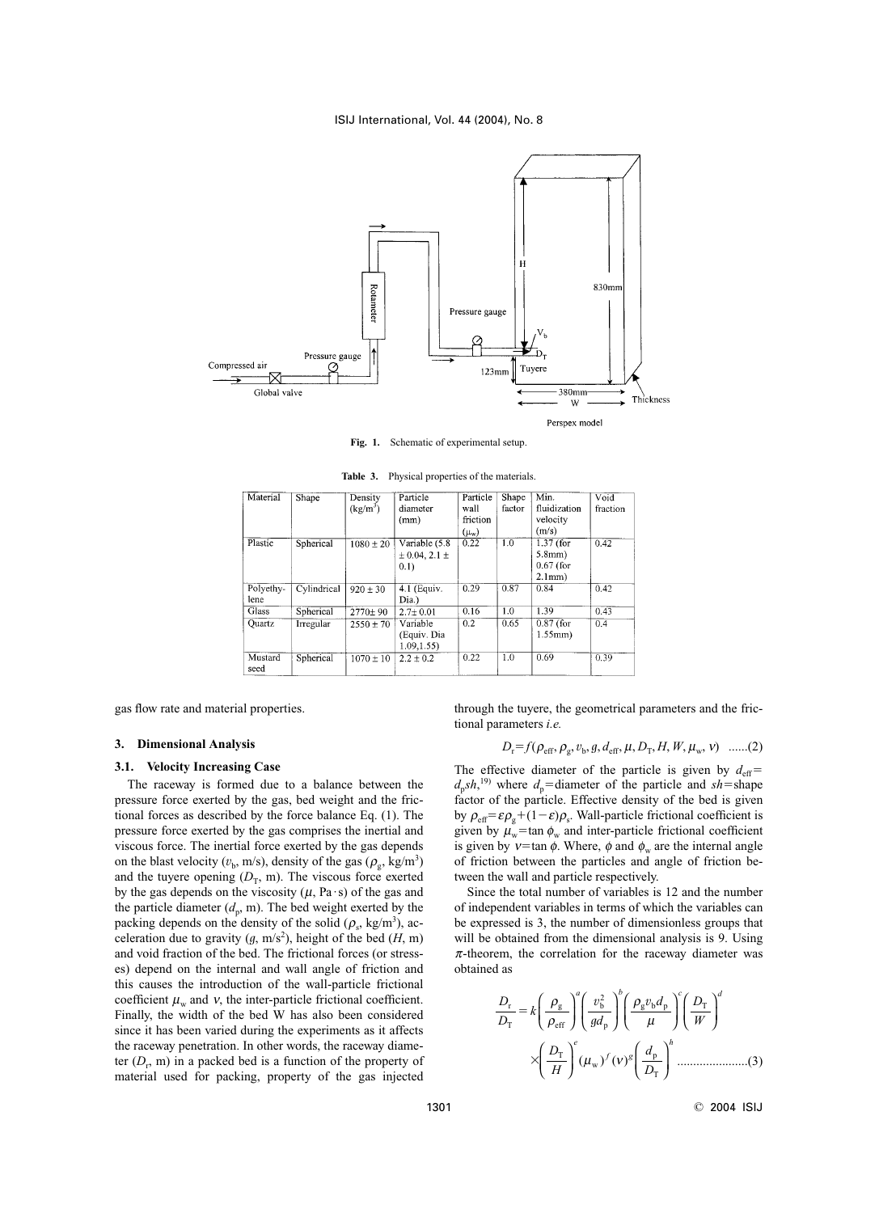Fig. 1. Schematic of experimental setup.

Table 3. Physical properties of the materials.

| Material | Shape | Density (kg/m³) | Particle diameter (mm) | Particle wall friction ($\mu_w$) | Shape factor | Min. fluidization velocity (m/s) | Void fraction |
|---|---|---|---|---|---|---|---|
| Plastic | Spherical | 1080 ± 20 | Variable (5.8 ± 0.04, 2.1 ± 0.1) | 0.22 | 1.0 | 1.37 (for 5.8mm) 0.67 (for 2.1mm) | 0.42 |
| Polyethylene | Cylindrical | 920 ± 30 | 4.1 (Equiv. Dia.) | 0.29 | 0.87 | 0.84 | 0.42 |
| Glass | Spherical | 2770± 90 | 2.7± 0.01 | 0.16 | 1.0 | 1.39 | 0.43 |
| Quartz | Irregular | 2550 ± 70 | Variable (Equiv. Dia 1.09,1.55) | 0.2 | 0.65 | 0.87 (for 1.55mm) | 0.4 |
| Mustard seed | Spherical | 1070 ± 10 | 2.2 ± 0.2 | 0.22 | 1.0 | 0.69 | 0.39 |

gas flow rate and material properties.

## 3. Dimensional Analysis

### 3.1. Velocity Increasing Case

The raceway is formed due to a balance between the pressure force exerted by the gas, bed weight and the frictional forces as described by the force balance Eq. (1). The pressure force exerted by the gas comprises the inertial and viscous force. The inertial force exerted by the gas depends on the blast velocity ($v_b$, m/s), density of the gas ($\rho_g$, kg/m³) and the tuyere opening ($D_T$, m). The viscous force exerted by the gas depends on the viscosity ($\mu$, Pa·s) of the gas and the particle diameter ($d_p$, m). The bed weight exerted by the packing depends on the density of the solid ($\rho_s$, kg/m³), acceleration due to gravity ($g$, m/s²), height of the bed ($H$, m) and void fraction of the bed. The frictional forces (or stresses) depend on the internal and wall angle of friction and this causes the introduction of the wall-particle frictional coefficient $\mu_w$ and $\nu$, the inter-particle frictional coefficient. Finally, the width of the bed W has also been considered since it has been varied during the experiments as it affects the raceway penetration. In other words, the raceway diameter ($D_r$, m) in a packed bed is a function of the property of material used for packing, property of the gas injected through the tuyere, the geometrical parameters and the frictional parameters *i.e.*

$$D_r = f(\rho_{eff}, \rho_g, v_b, g, d_{eff}, \mu, D_T, H, W, \mu_w, \nu) \quad \text{......(2)}$$

The effective diameter of the particle is given by $d_{eff} = d_p sh$,[19] where $d_p$=diameter of the particle and $sh$=shape factor of the particle. Effective density of the bed is given by $\rho_{eff} = \varepsilon\rho_g + (1-\varepsilon)\rho_s$. Wall-particle frictional coefficient is given by $\mu_w = \tan\phi_w$ and inter-particle frictional coefficient is given by $\nu = \tan\phi$. Where, $\phi$ and $\phi_w$ are the internal angle of friction between the particles and angle of friction between the wall and particle respectively.

Since the total number of variables is 12 and the number of independent variables in terms of which the variables can be expressed is 3, the number of dimensionless groups that will be obtained from the dimensional analysis is 9. Using $\pi$-theorem, the correlation for the raceway diameter was obtained as

$$\frac{D_r}{D_T} = k\left(\frac{\rho_g}{\rho_{eff}}\right)^a \left(\frac{v_b^2}{g d_p}\right)^b \left(\frac{\rho_g v_b d_p}{\mu}\right)^c \left(\frac{D_T}{W}\right)^d \times \left(\frac{D_T}{H}\right)^e (\mu_w)^f (\nu)^g \left(\frac{d_p}{D_T}\right)^h \quad \text{......(3)}$$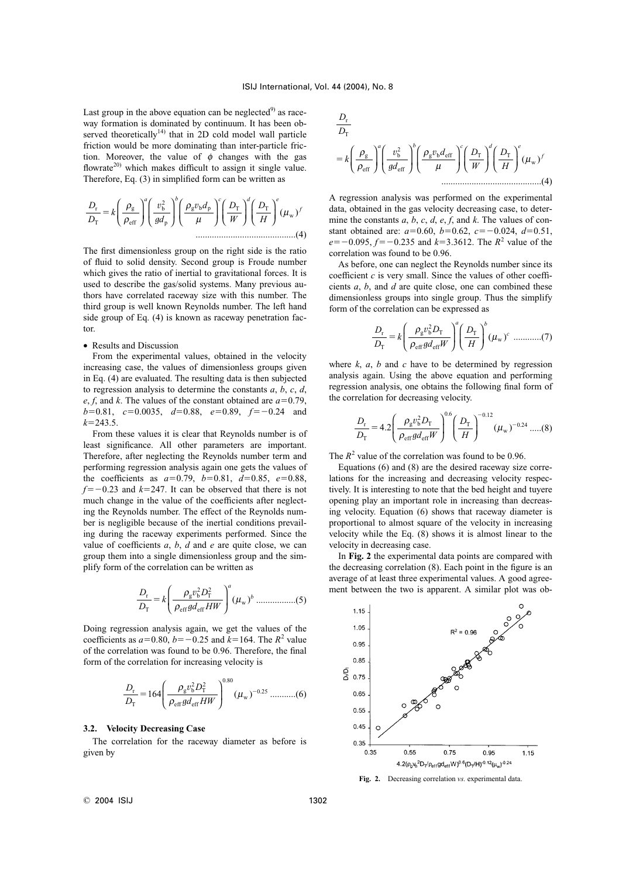Last group in the above equation can be neglected[9] as raceway formation is dominated by continuum. It has been observed theoretically[14] that in 2D cold model wall particle friction would be more dominating than inter-particle friction. Moreover, the value of $\phi$ changes with the gas flowrate[20] which makes difficult to assign it single value. Therefore, Eq. (3) in simplified form can be written as

$$\frac{D_r}{D_T}=k\left(\frac{\rho_g}{\rho_{eff}}\right)^a\left(\frac{v_b^2}{gd_p}\right)^b\left(\frac{\rho_g v_b d_p}{\mu}\right)^c\left(\frac{D_T}{W}\right)^d\left(\frac{D_T}{H}\right)^e(\mu_w)^f \quad\text{..........................................(4)}$$

The first dimensionless group on the right side is the ratio of fluid to solid density. Second group is Froude number which gives the ratio of inertial to gravitational forces. It is used to describe the gas/solid systems. Many previous authors have correlated raceway size with this number. The third group is well known Reynolds number. The left hand side group of Eq. (4) is known as raceway penetration factor.

- Results and Discussion

From the experimental values, obtained in the velocity increasing case, the values of dimensionless groups given in Eq. (4) are evaluated. The resulting data is then subjected to regression analysis to determine the constants $a$, $b$, $c$, $d$, $e$, $f$, and $k$. The values of the constant obtained are $a=0.79$, $b=0.81$, $c=0.0035$, $d=0.88$, $e=0.89$, $f=-0.24$ and $k=243.5$.

From these values it is clear that Reynolds number is of least significance. All other parameters are important. Therefore, after neglecting the Reynolds number term and performing regression analysis again one gets the values of the coefficients as $a=0.79$, $b=0.81$, $d=0.85$, $e=0.88$, $f=-0.23$ and $k=247$. It can be observed that there is not much change in the value of the coefficients after neglecting the Reynolds number. The effect of the Reynolds number is negligible because of the inertial conditions prevailing during the raceway experiments performed. Since the value of coefficients $a$, $b$, $d$ and $e$ are quite close, we can group them into a single dimensionless group and the simplify form of the correlation can be written as

$$\frac{D_r}{D_T}=k\left(\frac{\rho_g v_b^2 D_T^2}{\rho_{eff} g d_{eff} HW}\right)^a(\mu_w)^b \quad\text{.................(5)}$$

Doing regression analysis again, we get the values of the coefficients as $a=0.80$, $b=-0.25$ and $k=164$. The $R^2$ value of the correlation was found to be 0.96. Therefore, the final form of the correlation for increasing velocity is

$$\frac{D_r}{D_T}=164\left(\frac{\rho_g v_b^2 D_T^2}{\rho_{eff} g d_{eff} HW}\right)^{0.80}(\mu_w)^{-0.25} \quad\text{...........(6)}$$

### 3.2. Velocity Decreasing Case

The correlation for the raceway diameter as before is given by

$$\frac{D_r}{D_T}=k\left(\frac{\rho_g}{\rho_{eff}}\right)^a\left(\frac{v_b^2}{gd_{eff}}\right)^b\left(\frac{\rho_g v_b d_{eff}}{\mu}\right)^c\left(\frac{D_T}{W}\right)^d\left(\frac{D_T}{H}\right)^e(\mu_w)^f \quad\text{..........................................(4)}$$

A regression analysis was performed on the experimental data, obtained in the gas velocity decreasing case, to determine the constants $a$, $b$, $c$, $d$, $e$, $f$, and $k$. The values of constant obtained are: $a=0.60$, $b=0.62$, $c=-0.024$, $d=0.51$, $e=-0.095$, $f=-0.235$ and $k=3.3612$. The $R^2$ value of the correlation was found to be 0.96.

As before, one can neglect the Reynolds number since its coefficient $c$ is very small. Since the values of other coefficients $a$, $b$, and $d$ are quite close, one can combined these dimensionless groups into single group. Thus the simplify form of the correlation can be expressed as

$$\frac{D_r}{D_T}=k\left(\frac{\rho_g v_b^2 D_T}{\rho_{eff} g d_{eff} W}\right)^a\left(\frac{D_T}{H}\right)^b(\mu_w)^c \quad\text{............(7)}$$

where $k$, $a$, $b$ and $c$ have to be determined by regression analysis again. Using the above equation and performing regression analysis, one obtains the following final form of the correlation for decreasing velocity.

$$\frac{D_r}{D_T}=4.2\left(\frac{\rho_g v_b^2 D_T}{\rho_{eff} g d_{eff} W}\right)^{0.6}\left(\frac{D_T}{H}\right)^{-0.12}(\mu_w)^{-0.24} \quad\text{.....(8)}$$

The $R^2$ value of the correlation was found to be 0.96.

Equations (6) and (8) are the desired raceway size correlations for the increasing and decreasing velocity respectively. It is interesting to note that the bed height and tuyere opening play an important role in increasing than decreasing velocity. Equation (6) shows that raceway diameter is proportional to almost square of the velocity in increasing velocity while the Eq. (8) shows it is almost linear to the velocity in decreasing case.

In **Fig. 2** the experimental data points are compared with the decreasing correlation (8). Each point in the figure is an average of at least three experimental values. A good agreement between the two is apparent. A similar plot was ob-

**Fig. 2.** Decreasing correlation *vs.* experimental data.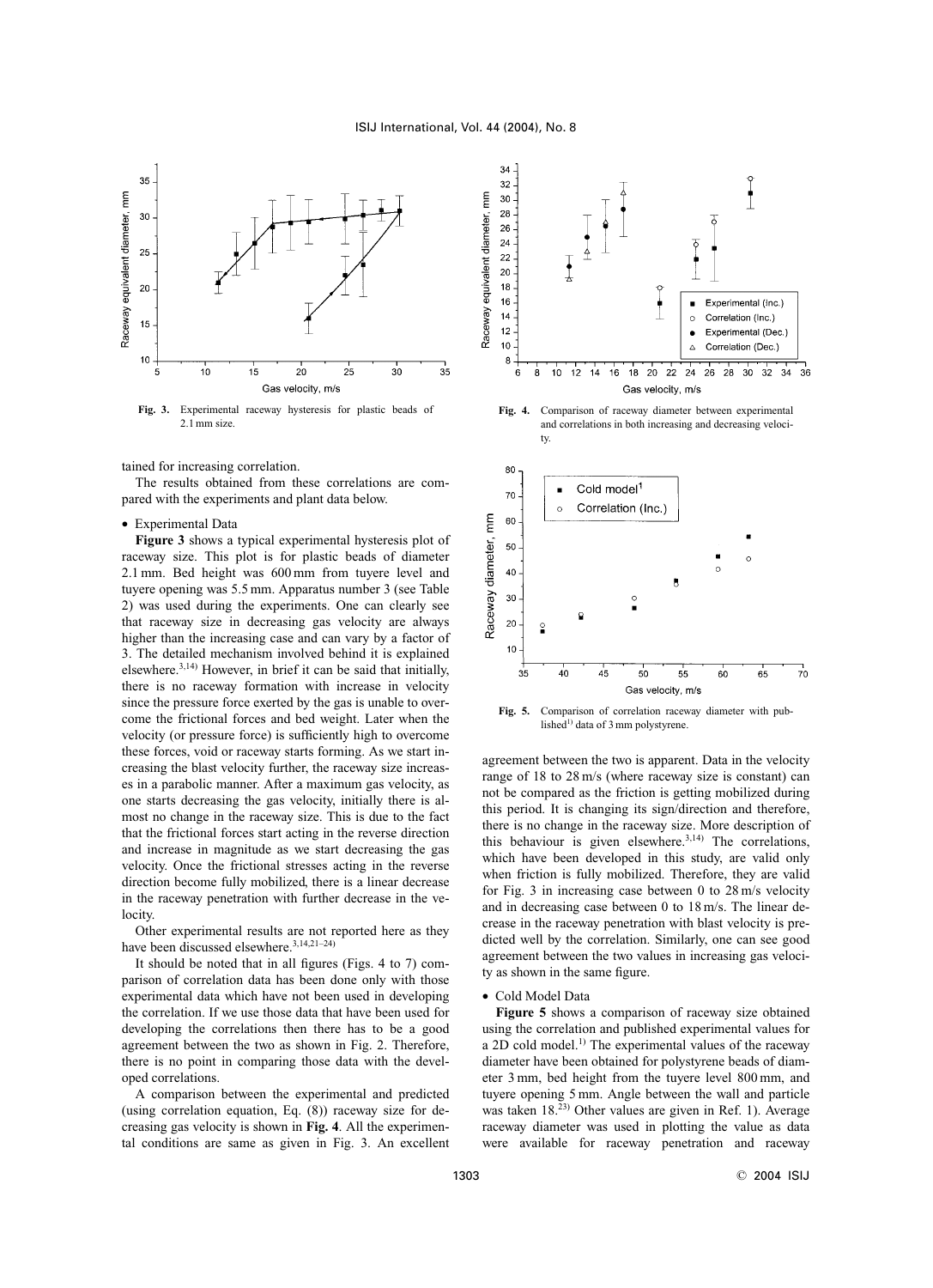Fig. 3. Experimental raceway hysteresis for plastic beads of 2.1 mm size.

Fig. 4. Comparison of raceway diameter between experimental and correlations in both increasing and decreasing velocity.

Fig. 5. Comparison of correlation raceway diameter with published[1] data of 3 mm polystyrene.

tained for increasing correlation.

The results obtained from these correlations are compared with the experiments and plant data below.

- Experimental Data

**Figure 3** shows a typical experimental hysteresis plot of raceway size. This plot is for plastic beads of diameter 2.1 mm. Bed height was 600 mm from tuyere level and tuyere opening was 5.5 mm. Apparatus number 3 (see Table 2) was used during the experiments. One can clearly see that raceway size in decreasing gas velocity are always higher than the increasing case and can vary by a factor of 3. The detailed mechanism involved behind it is explained elsewhere.[3,14] However, in brief it can be said that initially, there is no raceway formation with increase in velocity since the pressure force exerted by the gas is unable to overcome the frictional forces and bed weight. Later when the velocity (or pressure force) is sufficiently high to overcome these forces, void or raceway starts forming. As we start increasing the blast velocity further, the raceway size increases in a parabolic manner. After a maximum gas velocity, as one starts decreasing the gas velocity, initially there is almost no change in the raceway size. This is due to the fact that the frictional forces start acting in the reverse direction and increase in magnitude as we start decreasing the gas velocity. Once the frictional stresses acting in the reverse direction become fully mobilized, there is a linear decrease in the raceway penetration with further decrease in the velocity.

Other experimental results are not reported here as they have been discussed elsewhere.[3,14,21–24]

It should be noted that in all figures (Figs. 4 to 7) comparison of correlation data has been done only with those experimental data which have not been used in developing the correlation. If we use those data that have been used for developing the correlations then there has to be a good agreement between the two as shown in Fig. 2. Therefore, there is no point in comparing those data with the developed correlations.

A comparison between the experimental and predicted (using correlation equation, Eq. (8)) raceway size for decreasing gas velocity is shown in **Fig. 4**. All the experimental conditions are same as given in Fig. 3. An excellent agreement between the two is apparent. Data in the velocity range of 18 to 28 m/s (where raceway size is constant) can not be compared as the friction is getting mobilized during this period. It is changing its sign/direction and therefore, there is no change in the raceway size. More description of this behaviour is given elsewhere.[3,14] The correlations, which have been developed in this study, are valid only when friction is fully mobilized. Therefore, they are valid for Fig. 3 in increasing case between 0 to 28 m/s velocity and in decreasing case between 0 to 18 m/s. The linear decrease in the raceway penetration with blast velocity is predicted well by the correlation. Similarly, one can see good agreement between the two values in increasing gas velocity as shown in the same figure.

- Cold Model Data

**Figure 5** shows a comparison of raceway size obtained using the correlation and published experimental values for a 2D cold model.[1] The experimental values of the raceway diameter have been obtained for polystyrene beads of diameter 3 mm, bed height from the tuyere level 800 mm, and tuyere opening 5 mm. Angle between the wall and particle was taken 18.[23] Other values are given in Ref. 1). Average raceway diameter was used in plotting the value as data were available for raceway penetration and raceway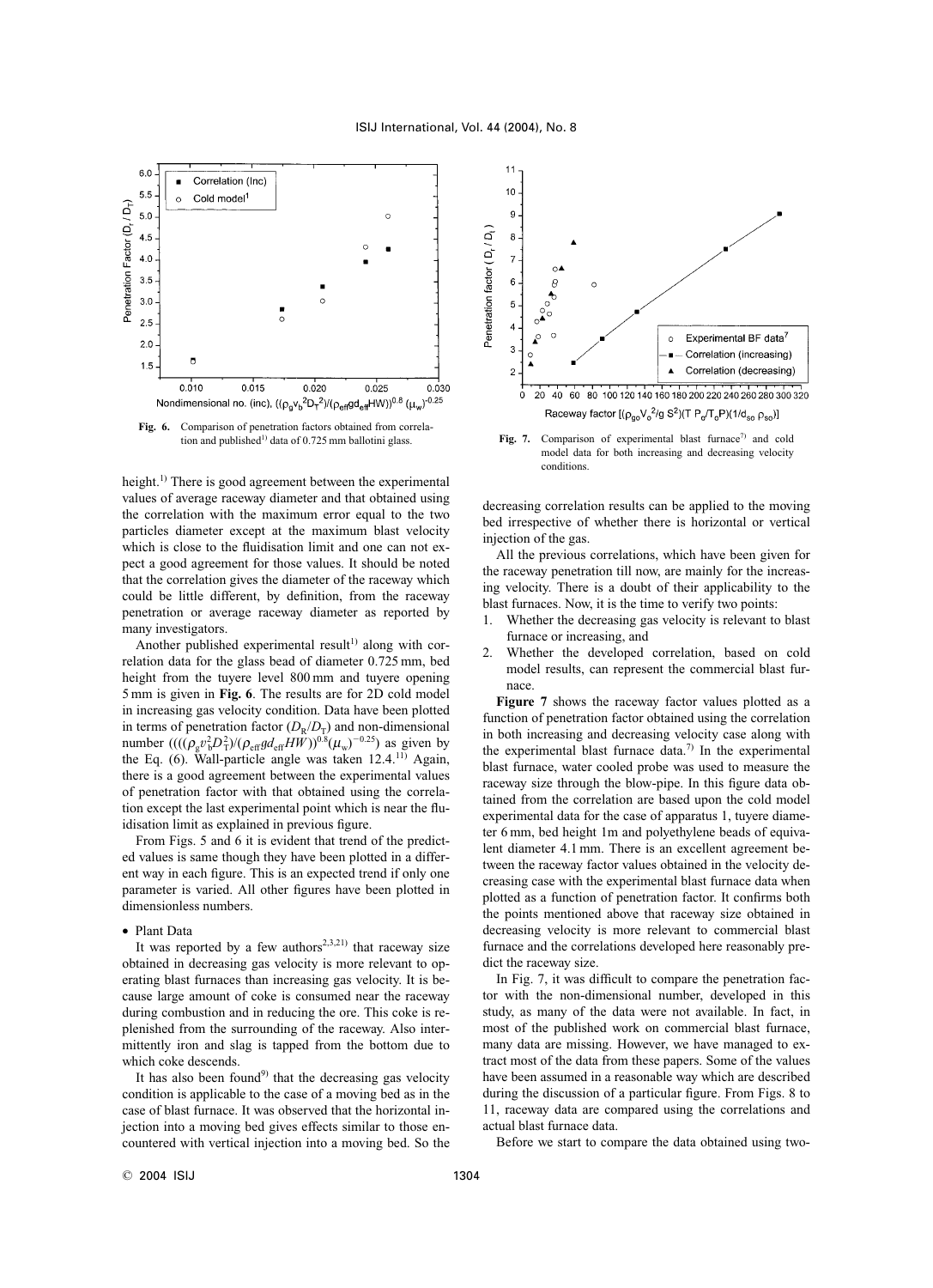Fig. 6. Comparison of penetration factors obtained from correlation and published[1] data of 0.725 mm ballotini glass.

height.[1] There is good agreement between the experimental values of average raceway diameter and that obtained using the correlation with the maximum error equal to the two particles diameter except at the maximum blast velocity which is close to the fluidisation limit and one can not expect a good agreement for those values. It should be noted that the correlation gives the diameter of the raceway which could be little different, by definition, from the raceway penetration or average raceway diameter as reported by many investigators.

Another published experimental result[1] along with correlation data for the glass bead of diameter 0.725 mm, bed height from the tuyere level 800 mm and tuyere opening 5 mm is given in **Fig. 6**. The results are for 2D cold model in increasing gas velocity condition. Data have been plotted in terms of penetration factor ($D_R/D_T$) and non-dimensional number $((((\rho_g v_b^2 D_T^2)/(\rho_{eff} g d_{eff} HW))^{0.8}(\mu_w)^{-0.25})$ as given by the Eq. (6). Wall-particle angle was taken 12.4.[11] Again, there is a good agreement between the experimental values of penetration factor with that obtained using the correlation except the last experimental point which is near the fluidisation limit as explained in previous figure.

From Figs. 5 and 6 it is evident that trend of the predicted values is same though they have been plotted in a different way in each figure. This is an expected trend if only one parameter is varied. All other figures have been plotted in dimensionless numbers.

- Plant Data

It was reported by a few authors[2,3,21] that raceway size obtained in decreasing gas velocity is more relevant to operating blast furnaces than increasing gas velocity. It is because large amount of coke is consumed near the raceway during combustion and in reducing the ore. This coke is replenished from the surrounding of the raceway. Also intermittently iron and slag is tapped from the bottom due to which coke descends.

It has also been found[9] that the decreasing gas velocity condition is applicable to the case of a moving bed as in the case of blast furnace. It was observed that the horizontal injection into a moving bed gives effects similar to those encountered with vertical injection into a moving bed. So the decreasing correlation results can be applied to the moving bed irrespective of whether there is horizontal or vertical injection of the gas.

Fig. 7. Comparison of experimental blast furnace[7] and cold model data for both increasing and decreasing velocity conditions.

All the previous correlations, which have been given for the raceway penetration till now, are mainly for the increasing velocity. There is a doubt of their applicability to the blast furnaces. Now, it is the time to verify two points:

1. Whether the decreasing gas velocity is relevant to blast furnace or increasing, and
2. Whether the developed correlation, based on cold model results, can represent the commercial blast furnace.

**Figure 7** shows the raceway factor values plotted as a function of penetration factor obtained using the correlation in both increasing and decreasing velocity case along with the experimental blast furnace data.[7] In the experimental blast furnace, water cooled probe was used to measure the raceway size through the blow-pipe. In this figure data obtained from the correlation are based upon the cold model experimental data for the case of apparatus 1, tuyere diameter 6 mm, bed height 1m and polyethylene beads of equivalent diameter 4.1 mm. There is an excellent agreement between the raceway factor values obtained in the velocity decreasing case with the experimental blast furnace data when plotted as a function of penetration factor. It confirms both the points mentioned above that raceway size obtained in decreasing velocity is more relevant to commercial blast furnace and the correlations developed here reasonably predict the raceway size.

In Fig. 7, it was difficult to compare the penetration factor with the non-dimensional number, developed in this study, as many of the data were not available. In fact, in most of the published work on commercial blast furnace, many data are missing. However, we have managed to extract most of the data from these papers. Some of the values have been assumed in a reasonable way which are described during the discussion of a particular figure. From Figs. 8 to 11, raceway data are compared using the correlations and actual blast furnace data.

Before we start to compare the data obtained using two-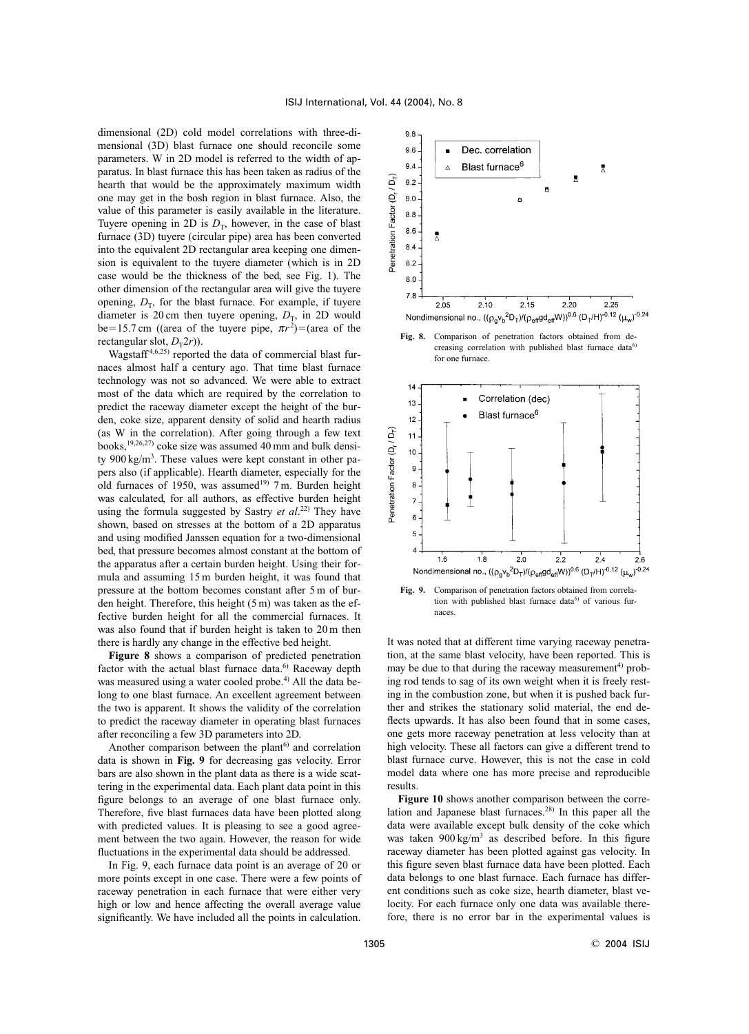dimensional (2D) cold model correlations with three-dimensional (3D) blast furnace one should reconcile some parameters. W in 2D model is referred to the width of apparatus. In blast furnace this has been taken as radius of the hearth that would be the approximately maximum width one may get in the bosh region in blast furnace. Also, the value of this parameter is easily available in the literature. Tuyere opening in 2D is $D_T$, however, in the case of blast furnace (3D) tuyere (circular pipe) area has been converted into the equivalent 2D rectangular area keeping one dimension is equivalent to the tuyere diameter (which is in 2D case would be the thickness of the bed, see Fig. 1). The other dimension of the rectangular area will give the tuyere opening, $D_T$, for the blast furnace. For example, if tuyere diameter is 20 cm then tuyere opening, $D_T$, in 2D would be=15.7 cm ((area of the tuyere pipe, $\pi r^2$)=(area of the rectangular slot, $D_T 2r$)).

Wagstaff[4,6,25] reported the data of commercial blast furnaces almost half a century ago. That time blast furnace technology was not so advanced. We were able to extract most of the data which are required by the correlation to predict the raceway diameter except the height of the burden, coke size, apparent density of solid and hearth radius (as W in the correlation). After going through a few text books,[19,26,27] coke size was assumed 40 mm and bulk density 900 kg/m$^3$. These values were kept constant in other papers also (if applicable). Hearth diameter, especially for the old furnaces of 1950, was assumed[19] 7 m. Burden height was calculated, for all authors, as effective burden height using the formula suggested by Sastry *et al.*[22] They have shown, based on stresses at the bottom of a 2D apparatus and using modified Janssen equation for a two-dimensional bed, that pressure becomes almost constant at the bottom of the apparatus after a certain burden height. Using their formula and assuming 15 m burden height, it was found that pressure at the bottom becomes constant after 5 m of burden height. Therefore, this height (5 m) was taken as the effective burden height for all the commercial furnaces. It was also found that if burden height is taken to 20 m then there is hardly any change in the effective bed height.

**Figure 8** shows a comparison of predicted penetration factor with the actual blast furnace data.[6] Raceway depth was measured using a water cooled probe.[4] All the data belong to one blast furnace. An excellent agreement between the two is apparent. It shows the validity of the correlation to predict the raceway diameter in operating blast furnaces after reconciling a few 3D parameters into 2D.

Another comparison between the plant[6] and correlation data is shown in **Fig. 9** for decreasing gas velocity. Error bars are also shown in the plant data as there is a wide scattering in the experimental data. Each plant data point in this figure belongs to an average of one blast furnace only. Therefore, five blast furnaces data have been plotted along with predicted values. It is pleasing to see a good agreement between the two again. However, the reason for wide fluctuations in the experimental data should be addressed.

In Fig. 9, each furnace data point is an average of 20 or more points except in one case. There were a few points of raceway penetration in each furnace that were either very high or low and hence affecting the overall average value significantly. We have included all the points in calculation.

**Fig. 8.** Comparison of penetration factors obtained from decreasing correlation with published blast furnace data[6] for one furnace.

**Fig. 9.** Comparison of penetration factors obtained from correlation with published blast furnace data[6] of various furnaces.

It was noted that at different time varying raceway penetration, at the same blast velocity, have been reported. This is may be due to that during the raceway measurement[4] probing rod tends to sag of its own weight when it is freely resting in the combustion zone, but when it is pushed back further and strikes the stationary solid material, the end deflects upwards. It has also been found that in some cases, one gets more raceway penetration at less velocity than at high velocity. These all factors can give a different trend to blast furnace curve. However, this is not the case in cold model data where one has more precise and reproducible results.

**Figure 10** shows another comparison between the correlation and Japanese blast furnaces.[28] In this paper all the data were available except bulk density of the coke which was taken 900 kg/m$^3$ as described before. In this figure raceway diameter has been plotted against gas velocity. In this figure seven blast furnace data have been plotted. Each data belongs to one blast furnace. Each furnace has different conditions such as coke size, hearth diameter, blast velocity. For each furnace only one data was available therefore, there is no error bar in the experimental values is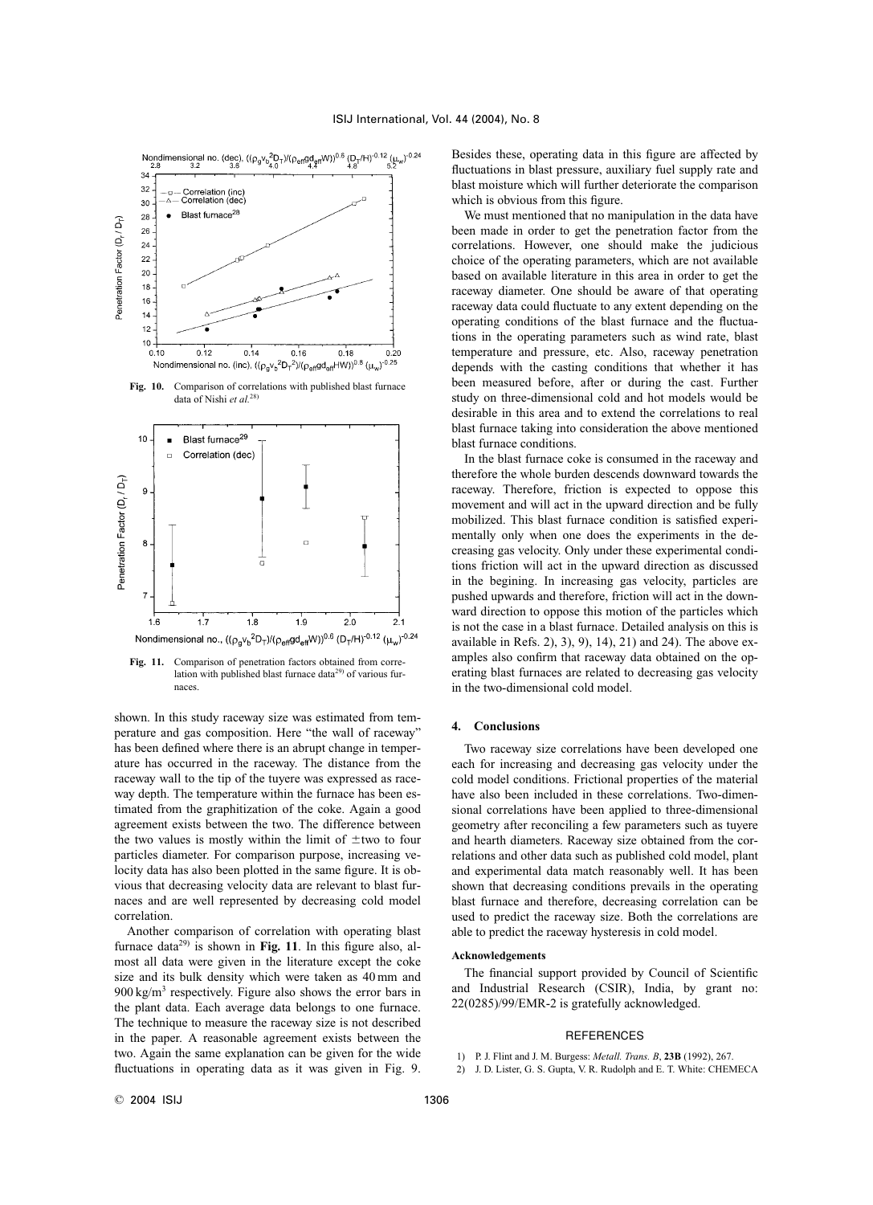Fig. 10. Comparison of correlations with published blast furnace data of Nishi *et al.*[28]

Fig. 11. Comparison of penetration factors obtained from correlation with published blast furnace data[29] of various furnaces.

shown. In this study raceway size was estimated from temperature and gas composition. Here "the wall of raceway" has been defined where there is an abrupt change in temperature has occurred in the raceway. The distance from the raceway wall to the tip of the tuyere was expressed as raceway depth. The temperature within the furnace has been estimated from the graphitization of the coke. Again a good agreement exists between the two. The difference between the two values is mostly within the limit of ±two to four particles diameter. For comparison purpose, increasing velocity data has also been plotted in the same figure. It is obvious that decreasing velocity data are relevant to blast furnaces and are well represented by decreasing cold model correlation.

Another comparison of correlation with operating blast furnace data[29] is shown in **Fig. 11**. In this figure also, almost all data were given in the literature except the coke size and its bulk density which were taken as 40 mm and 900 kg/m$^3$ respectively. Figure also shows the error bars in the plant data. Each average data belongs to one furnace. The technique to measure the raceway size is not described in the paper. A reasonable agreement exists between the two. Again the same explanation can be given for the wide fluctuations in operating data as it was given in Fig. 9. Besides these, operating data in this figure are affected by fluctuations in blast pressure, auxiliary fuel supply rate and blast moisture which will further deteriorate the comparison which is obvious from this figure.

We must mentioned that no manipulation in the data have been made in order to get the penetration factor from the correlations. However, one should make the judicious choice of the operating parameters, which are not available based on available literature in this area in order to get the raceway diameter. One should be aware of that operating raceway data could fluctuate to any extent depending on the operating conditions of the blast furnace and the fluctuations in the operating parameters such as wind rate, blast temperature and pressure, etc. Also, raceway penetration depends with the casting conditions that whether it has been measured before, after or during the cast. Further study on three-dimensional cold and hot models would be desirable in this area and to extend the correlations to real blast furnace taking into consideration the above mentioned blast furnace conditions.

In the blast furnace coke is consumed in the raceway and therefore the whole burden descends downward towards the raceway. Therefore, friction is expected to oppose this movement and will act in the upward direction and be fully mobilized. This blast furnace condition is satisfied experimentally only when one does the experiments in the decreasing gas velocity. Only under these experimental conditions friction will act in the upward direction as discussed in the begining. In increasing gas velocity, particles are pushed upwards and therefore, friction will act in the downward direction to oppose this motion of the particles which is not the case in a blast furnace. Detailed analysis on this is available in Refs. 2), 3), 9), 14), 21) and 24). The above examples also confirm that raceway data obtained on the operating blast furnaces are related to decreasing gas velocity in the two-dimensional cold model.

## 4. Conclusions

Two raceway size correlations have been developed one each for increasing and decreasing gas velocity under the cold model conditions. Frictional properties of the material have also been included in these correlations. Two-dimensional correlations have been applied to three-dimensional geometry after reconciling a few parameters such as tuyere and hearth diameters. Raceway size obtained from the correlations and other data such as published cold model, plant and experimental data match reasonably well. It has been shown that decreasing conditions prevails in the operating blast furnace and therefore, decreasing correlation can be used to predict the raceway size. Both the correlations are able to predict the raceway hysteresis in cold model.

### Acknowledgements

The financial support provided by Council of Scientific and Industrial Research (CSIR), India, by grant no: 22(0285)/99/EMR-2 is gratefully acknowledged.

## REFERENCES

1) P. J. Flint and J. M. Burgess: *Metall. Trans. B*, **23B** (1992), 267.
2) J. D. Lister, G. S. Gupta, V. R. Rudolph and E. T. White: CHEMECA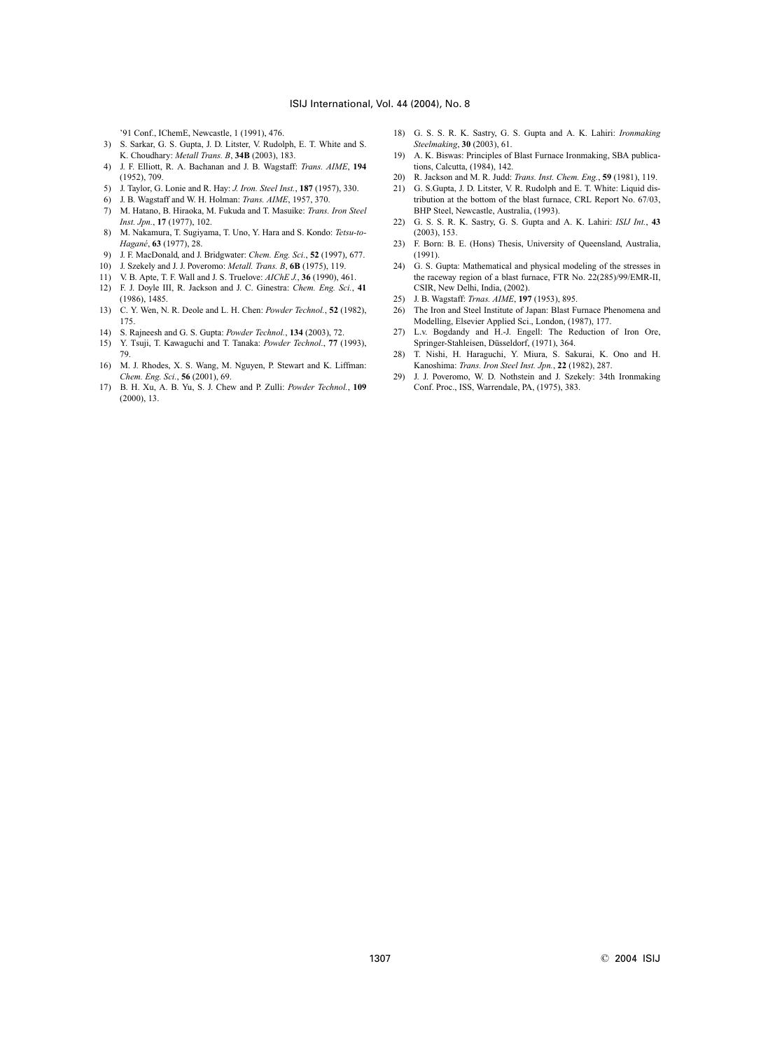'91 Conf., IChemE, Newcastle, 1 (1991), 476.

3) S. Sarkar, G. S. Gupta, J. D. Litster, V. Rudolph, E. T. White and S. K. Choudhary: *Metall Trans. B*, **34B** (2003), 183.
4) J. F. Elliott, R. A. Bachanan and J. B. Wagstaff: *Trans. AIME*, **194** (1952), 709.
5) J. Taylor, G. Lonie and R. Hay: *J. Iron. Steel Inst.*, **187** (1957), 330.
6) J. B. Wagstaff and W. H. Holman: *Trans. AIME*, 1957, 370.
7) M. Hatano, B. Hiraoka, M. Fukuda and T. Masuike: *Trans. Iron Steel Inst. Jpn.*, **17** (1977), 102.
8) M. Nakamura, T. Sugiyama, T. Uno, Y. Hara and S. Kondo: *Tetsu-to-Hagané*, **63** (1977), 28.
9) J. F. MacDonald, and J. Bridgwater: *Chem. Eng. Sci.*, **52** (1997), 677.
10) J. Szekely and J. J. Poveromo: *Metall. Trans. B*, **6B** (1975), 119.
11) V. B. Apte, T. F. Wall and J. S. Truelove: *AIChE J.*, **36** (1990), 461.
12) F. J. Doyle III, R. Jackson and J. C. Ginestra: *Chem. Eng. Sci.*, **41** (1986), 1485.
13) C. Y. Wen, N. R. Deole and L. H. Chen: *Powder Technol.*, **52** (1982), 175.
14) S. Rajneesh and G. S. Gupta: *Powder Technol.*, **134** (2003), 72.
15) Y. Tsuji, T. Kawaguchi and T. Tanaka: *Powder Technol.*, **77** (1993), 79.
16) M. J. Rhodes, X. S. Wang, M. Nguyen, P. Stewart and K. Liffman: *Chem. Eng. Sci.*, **56** (2001), 69.
17) B. H. Xu, A. B. Yu, S. J. Chew and P. Zulli: *Powder Technol.*, **109** (2000), 13.
18) G. S. S. R. K. Sastry, G. S. Gupta and A. K. Lahiri: *Ironmaking Steelmaking*, **30** (2003), 61.
19) A. K. Biswas: Principles of Blast Furnace Ironmaking, SBA publications, Calcutta, (1984), 142.
20) R. Jackson and M. R. Judd: *Trans. Inst. Chem. Eng.*, **59** (1981), 119.
21) G. S.Gupta, J. D. Litster, V. R. Rudolph and E. T. White: Liquid distribution at the bottom of the blast furnace, CRL Report No. 67/03, BHP Steel, Newcastle, Australia, (1993).
22) G. S. S. R. K. Sastry, G. S. Gupta and A. K. Lahiri: *ISIJ Int.*, **43** (2003), 153.
23) F. Born: B. E. (Hons) Thesis, University of Queensland, Australia, (1991).
24) G. S. Gupta: Mathematical and physical modeling of the stresses in the raceway region of a blast furnace, FTR No. 22(285)/99/EMR-II, CSIR, New Delhi, India, (2002).
25) J. B. Wagstaff: *Trnas. AIME*, **197** (1953), 895.
26) The Iron and Steel Institute of Japan: Blast Furnace Phenomena and Modelling, Elsevier Applied Sci., London, (1987), 177.
27) L.v. Bogdandy and H.-J. Engell: The Reduction of Iron Ore, Springer-Stahleisen, Düsseldorf, (1971), 364.
28) T. Nishi, H. Haraguchi, Y. Miura, S. Sakurai, K. Ono and H. Kanoshima: *Trans. Iron Steel Inst. Jpn.*, **22** (1982), 287.
29) J. J. Poveromo, W. D. Nothstein and J. Szekely: 34th Ironmaking Conf. Proc., ISS, Warrendale, PA, (1975), 383.